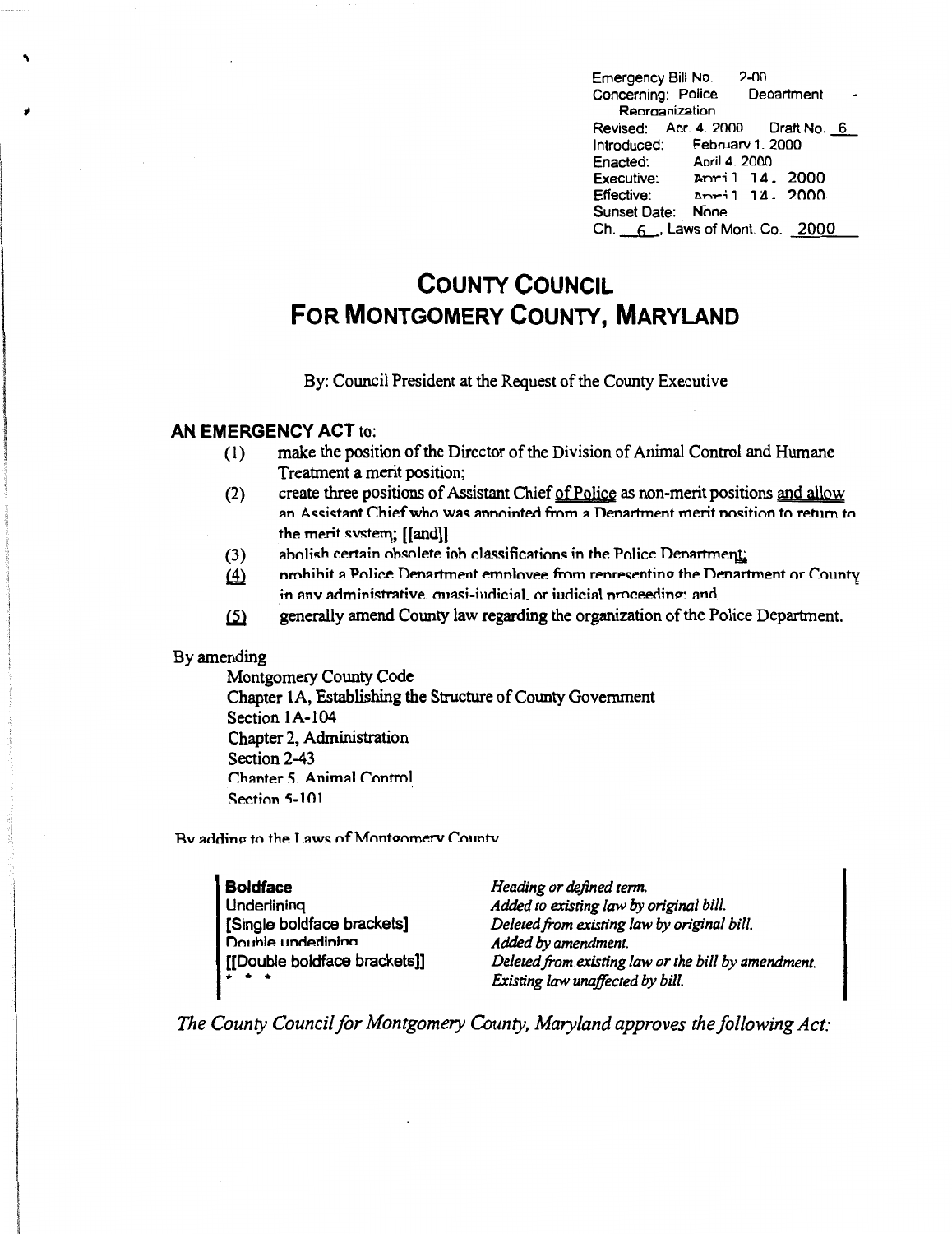Emergency Bill No. 2-00
Concerning: Police Department - Reorganization
Revised: Apr. 4, 2000 Draft No. 6
Introduced: February 1, 2000
Enacted: April 4, 2000
Executive: April 14, 2000
Effective: April 14, 2000
Sunset Date: None
Ch. 6, Laws of Mont. Co. 2000

# COUNTY COUNCIL FOR MONTGOMERY COUNTY, MARYLAND

By: Council President at the Request of the County Executive

## AN EMERGENCY ACT to:

(1) make the position of the Director of the Division of Animal Control and Humane Treatment a merit position;

(2) create three positions of Assistant Chief of Police as non-merit positions and allow an Assistant Chief who was appointed from a Department merit position to return to the merit system; [[and]]

(3) abolish certain obsolete job classifications in the Police Department;

(4) prohibit a Police Department employee from representing the Department or County in any administrative, quasi-judicial, or judicial proceeding; and

(5) generally amend County law regarding the organization of the Police Department.

By amending

Montgomery County Code
Chapter 1A, Establishing the Structure of County Government
Section 1A-104
Chapter 2, Administration
Section 2-43
Chapter 5, Animal Control
Section 5-101

By adding to the Laws of Montgomery County

| | |
|---|---|
| **Boldface** | *Heading or defined term.* |
| Underlining | *Added to existing law by original bill.* |
| [Single boldface brackets] | *Deleted from existing law by original bill.* |
| Double underlining | *Added by amendment.* |
| [[Double boldface brackets]] | *Deleted from existing law or the bill by amendment.* |
| * * * | *Existing law unaffected by bill.* |

*The County Council for Montgomery County, Maryland approves the following Act:*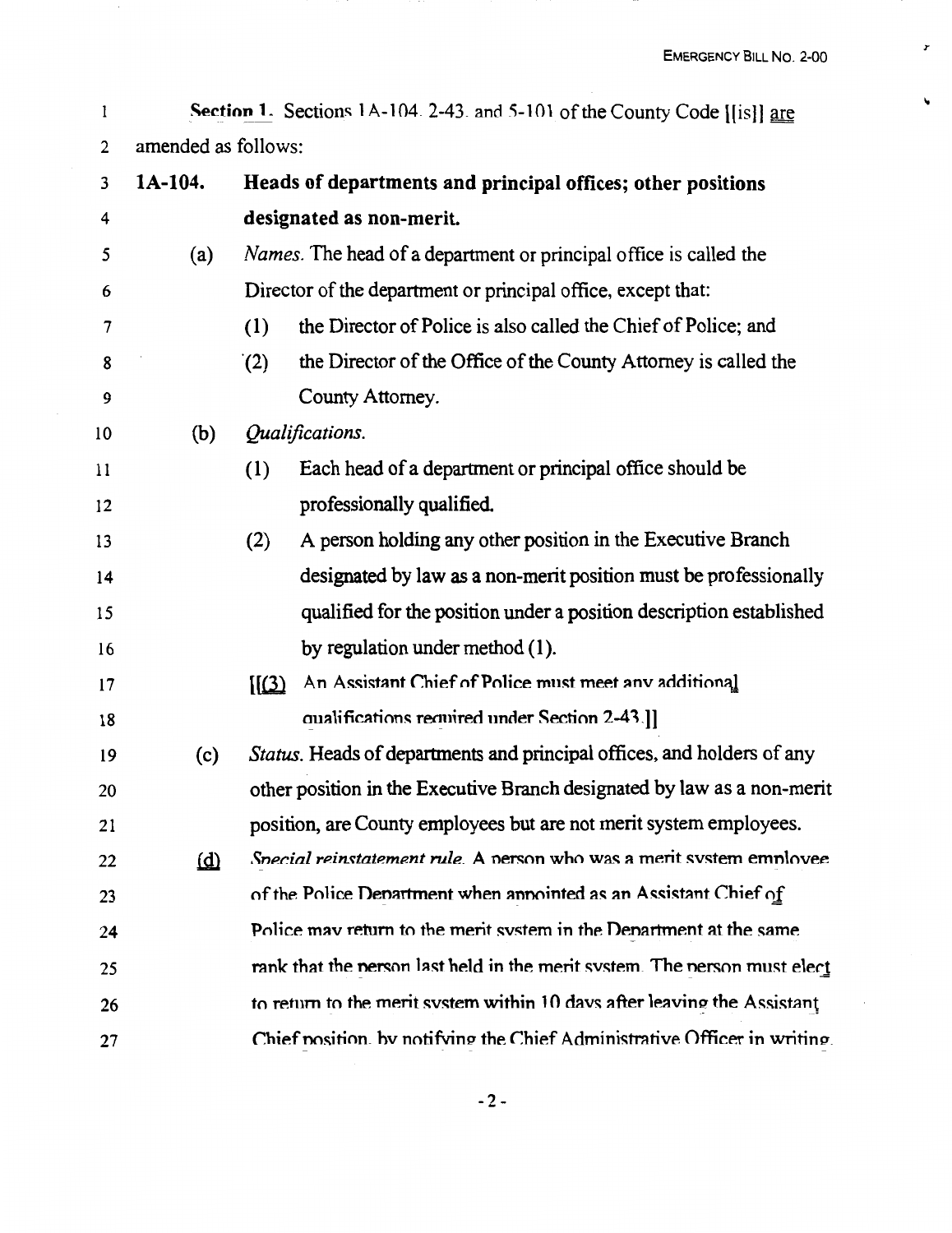**Section 1.** Sections 1A-104, 2-43, and 5-101 of the County Code [[is]] are amended as follows:

**1A-104. Heads of departments and principal offices; other positions designated as non-merit.**

(a) *Names.* The head of a department or principal office is called the Director of the department or principal office, except that:

(1) the Director of Police is also called the Chief of Police; and

(2) the Director of the Office of the County Attorney is called the County Attorney.

(b) *Qualifications.*

(1) Each head of a department or principal office should be professionally qualified.

(2) A person holding any other position in the Executive Branch designated by law as a non-merit position must be professionally qualified for the position under a position description established by regulation under method (1).

[[(3) An Assistant Chief of Police must meet any additional qualifications required under Section 2-43.]]

(c) *Status.* Heads of departments and principal offices, and holders of any other position in the Executive Branch designated by law as a non-merit position, are County employees but are not merit system employees.

(d) *Special reinstatement rule.* A person who was a merit system employee of the Police Department when appointed as an Assistant Chief of Police may return to the merit system in the Department at the same rank that the person last held in the merit system. The person must elect to return to the merit system within 10 days after leaving the Assistant Chief position, by notifying the Chief Administrative Officer in writing.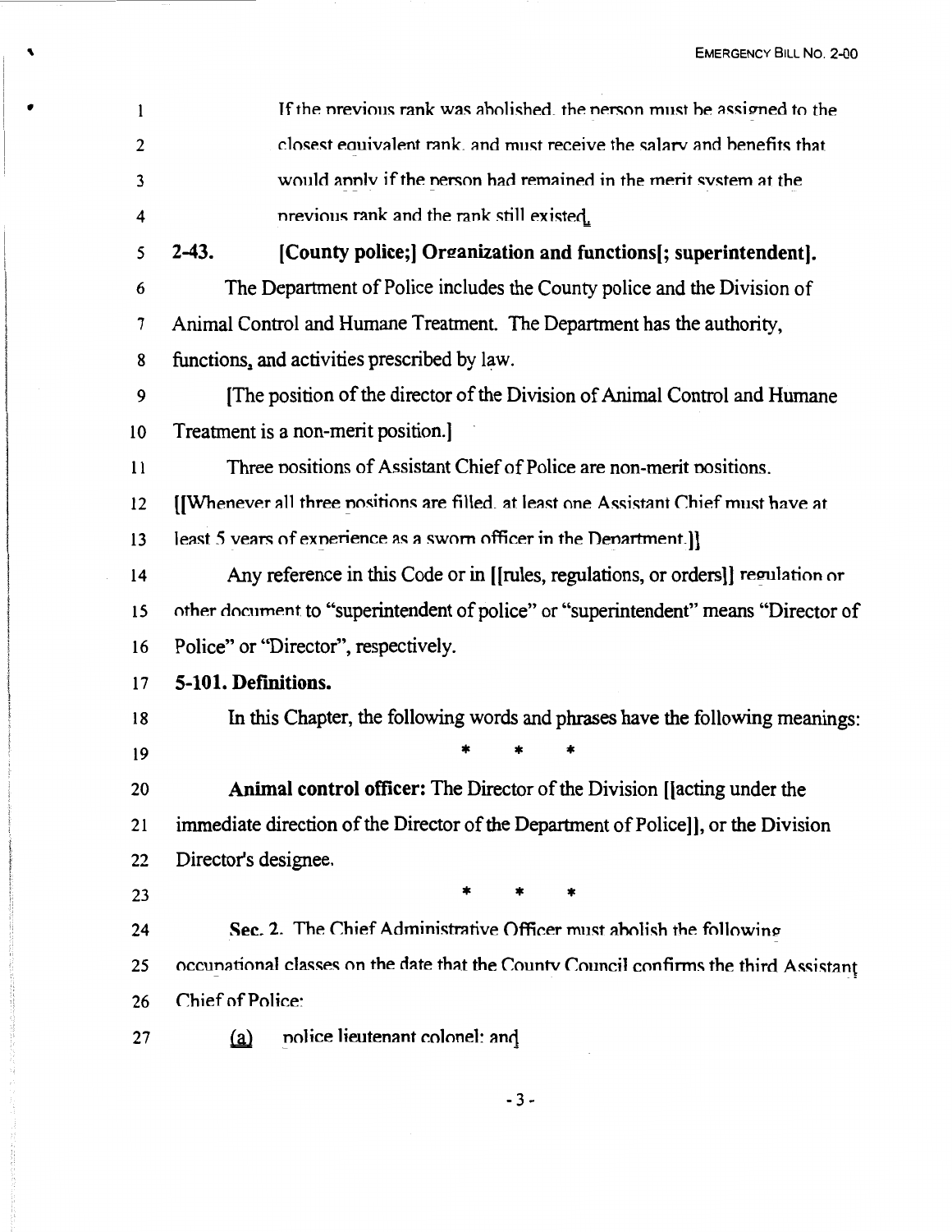If the previous rank was abolished, the person must be assigned to the closest equivalent rank, and must receive the salary and benefits that would apply if the person had remained in the merit system at the previous rank and the rank still existed.

**2-43. [County police;] Organization and functions[; superintendent].**

The Department of Police includes the County police and the Division of Animal Control and Humane Treatment. The Department has the authority, functions, and activities prescribed by law.

[The position of the director of the Division of Animal Control and Humane Treatment is a non-merit position.]

Three positions of Assistant Chief of Police are non-merit positions. [[Whenever all three positions are filled, at least one Assistant Chief must have at least 5 years of experience as a sworn officer in the Department.]]

Any reference in this Code or in [[rules, regulations, or orders]] regulation or other document to "superintendent of police" or "superintendent" means "Director of Police" or "Director", respectively.

**5-101. Definitions.**

In this Chapter, the following words and phrases have the following meanings:

\* \* \*

**Animal control officer:** The Director of the Division [[acting under the immediate direction of the Director of the Department of Police]], or the Division Director's designee.

\* \* \*

**Sec. 2.** The Chief Administrative Officer must abolish the following occupational classes on the date that the County Council confirms the third Assistant Chief of Police:

(a) police lieutenant colonel; and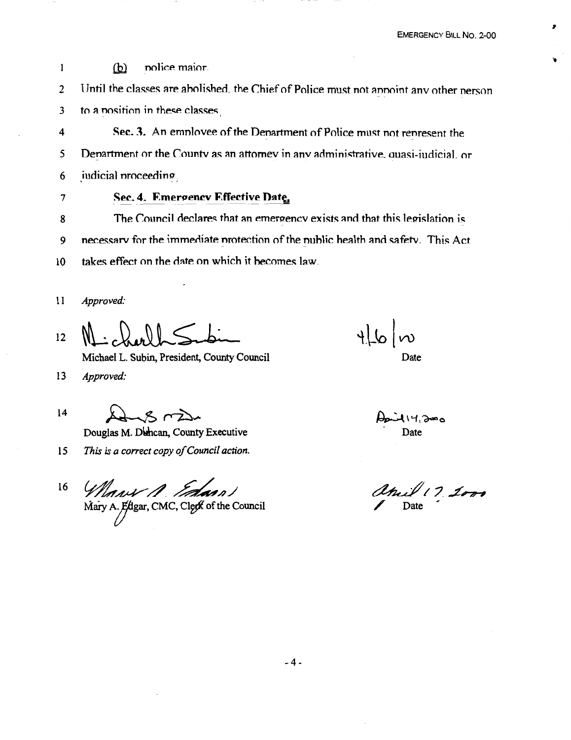1 (b) police major.

2 Until the classes are abolished, the Chief of Police must not appoint any other person

3 to a position in these classes.

4 **Sec. 3.** An employee of the Department of Police must not represent the

5 Department or the County as an attorney in any administrative, quasi-judicial, or

6 judicial proceeding.

7 **Sec. 4. Emergency Effective Date.**

8 The Council declares that an emergency exists and that this legislation is

9 necessary for the immediate protection of the public health and safety. This Act

10 takes effect on the date on which it becomes law.

11 *Approved:*

12 Michael L. Subin, President, County Council — 4/6/00 Date

13 *Approved:*

14 Douglas M. Duncan, County Executive — April 14, 2000 Date

15 *This is a correct copy of Council action.*

16 Mary A. Edgar, CMC, Clerk of the Council — April 17, 2000 Date